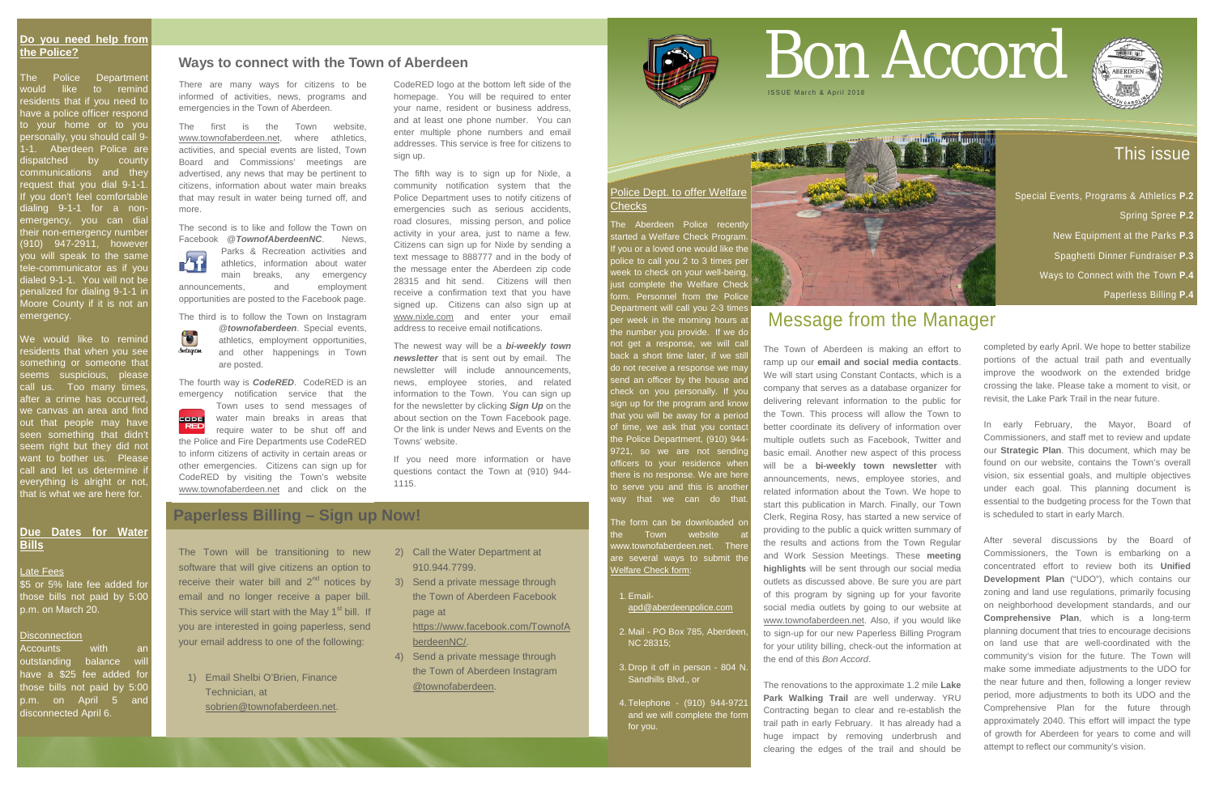# Bon Accord

ISSUE March & April 2018

## This issue

Special Events, Programs & Athletics **P.2**

Spring Spree **P.2**

New Equipment at the Parks **P.3**

Spaghetti Dinner Fundraiser **P.3**

Ways to Connect with the Town **P.4**

Paperless Billing **P.4**

## Police Dept. to offer Welfare Checks

The Aberdeen Police recently started a Welfare Check Program. If you or a loved one would like the police to call you 2 to 3 times per week to check on your well-being, just complete the Welfare Check form. Personnel from the Police Department will call you 2-3 times per week in the morning hours at the number you provide. If we do not get a response, we will call back a short time later, if we still do not receive a response we may send an officer by the house and check on you personally. If you sign up for the program and know that you will be away for a period of time, we ask that you contact the Police Department, (910) 944-9721, so we are not sending officers to your residence when there is no response. We are here to serve you and this is another way that we can do that.

The form can be downloaded on the Town website at www.townofaberdeen.net. There are several ways to submit the Welfare Check form:

1. Email- apd@aberdeenpolice.com
2. Mail - PO Box 785, Aberdeen, NC 28315;
3. Drop it off in person - 804 N. Sandhills Blvd., or
4. Telephone - (910) 944-9721 and we will complete the form for you.

## Message from the Manager

The Town of Aberdeen is making an effort to ramp up our **email and social media contacts**. We will start using Constant Contacts, which is a company that serves as a database organizer for delivering relevant information to the public for the Town. This process will allow the Town to better coordinate its delivery of information over multiple outlets such as Facebook, Twitter and basic email. Another new aspect of this process will be a **bi-weekly town newsletter** with announcements, news, employee stories, and related information about the Town. We hope to start this publication in March. Finally, our Town Clerk, Regina Rosy, has started a new service of providing to the public a quick written summary of the results and actions from the Town Regular and Work Session Meetings. These **meeting highlights** will be sent through our social media outlets as discussed above. Be sure you are part of this program by signing up for your favorite social media outlets by going to our website at www.townofaberdeen.net. Also, if you would like to sign-up for our new Paperless Billing Program for your utility billing, check-out the information at the end of this *Bon Accord*.

The renovations to the approximate 1.2 mile **Lake Park Walking Trail** are well underway. YRU Contracting began to clear and re-establish the trail path in early February. It has already had a huge impact by removing underbrush and clearing the edges of the trail and should be completed by early April. We hope to better stabilize portions of the actual trail path and eventually improve the woodwork on the extended bridge crossing the lake. Please take a moment to visit, or revisit, the Lake Park Trail in the near future.

In early February, the Mayor, Board of Commissioners, and staff met to review and update our **Strategic Plan**. This document, which may be found on our website, contains the Town's overall vision, six essential goals, and multiple objectives under each goal. This planning document is essential to the budgeting process for the Town that is scheduled to start in early March.

After several discussions by the Board of Commissioners, the Town is embarking on a concentrated effort to review both its **Unified Development Plan** ("UDO"), which contains our zoning and land use regulations, primarily focusing on neighborhood development standards, and our **Comprehensive Plan**, which is a long-term planning document that tries to encourage decisions on land use that are well-coordinated with the community's vision for the future. The Town will make some immediate adjustments to the UDO for the near future and then, following a longer review period, more adjustments to both its UDO and the Comprehensive Plan for the future through approximately 2040. This effort will impact the type of growth for Aberdeen for years to come and will attempt to reflect our community's vision.

## Do you need help from the Police?

The Police Department would like to remind residents that if you need to have a police officer respond to your home or to you personally, you should call 9-1-1. Aberdeen Police are dispatched by county communications and they request that you dial 9-1-1. If you don't feel comfortable dialing 9-1-1 for a non-emergency, you can dial their non-emergency number (910) 947-2911, however you will speak to the same tele-communicator as if you dialed 9-1-1. You will not be penalized for dialing 9-1-1 in Moore County if it is not an emergency.

We would like to remind residents that when you see something or someone that seems suspicious, please call us. Too many times, after a crime has occurred, we canvas an area and find out that people may have seen something that didn't seem right but they did not want to bother us. Please call and let us determine if everything is alright or not, that is what we are here for.

## Due Dates for Water Bills

**Late Fees**

$5 or 5% late fee added for those bills not paid by 5:00 p.m. on March 20.

**Disconnection**

Accounts with an outstanding balance will have a $25 fee added for those bills not paid by 5:00 p.m. on April 5 and disconnected April 6.

## Ways to connect with the Town of Aberdeen

There are many ways for citizens to be informed of activities, news, programs and emergencies in the Town of Aberdeen.

The first is the Town website, www.townofaberdeen.net, where athletics, activities, and special events are listed, Town Board and Commissions' meetings are advertised, any news that may be pertinent to citizens, information about water main breaks that may result in water being turned off, and more.

The second is to like and follow the Town on Facebook *@TownofAberdeenNC*. News, Parks & Recreation activities and athletics, information about water main breaks, any emergency announcements, and employment opportunities are posted to the Facebook page.

The third is to follow the Town on Instagram *@townofaberdeen*. Special events, athletics, employment opportunities, and other happenings in Town are posted.

The fourth way is ***CodeRED***. CodeRED is an emergency notification service that the Town uses to send messages of water main breaks in areas that require water to be shut off and the Police and Fire Departments use CodeRED to inform citizens of activity in certain areas or other emergencies. Citizens can sign up for CodeRED by visiting the Town's website www.townofaberdeen.net and click on the CodeRED logo at the bottom left side of the homepage. You will be required to enter your name, resident or business address, and at least one phone number. You can enter multiple phone numbers and email addresses. This service is free for citizens to sign up.

The fifth way is to sign up for Nixle, a community notification system that the Police Department uses to notify citizens of emergencies such as serious accidents, road closures, missing person, and police activity in your area, just to name a few. Citizens can sign up for Nixle by sending a text message to 888777 and in the body of the message enter the Aberdeen zip code 28315 and hit send. Citizens will then receive a confirmation text that you have signed up. Citizens can also sign up at www.nixle.com and enter your email address to receive email notifications.

The newest way will be a ***bi-weekly town newsletter*** that is sent out by email. The newsletter will include announcements, news, employee stories, and related information to the Town. You can sign up for the newsletter by clicking ***Sign Up*** on the about section on the Town Facebook page. Or the link is under News and Events on the Towns' website.

If you need more information or have questions contact the Town at (910) 944-1115.

## Paperless Billing – Sign up Now!

The Town will be transitioning to new software that will give citizens an option to receive their water bill and 2nd notices by email and no longer receive a paper bill. This service will start with the May 1st bill. If you are interested in going paperless, send your email address to one of the following:

1) Email Shelbi O'Brien, Finance Technician, at sobrien@townofaberdeen.net.
2) Call the Water Department at 910.944.7799.
3) Send a private message through the Town of Aberdeen Facebook page at https://www.facebook.com/TownofAberdeenNC/.
4) Send a private message through the Town of Aberdeen Instagram @townofaberdeen.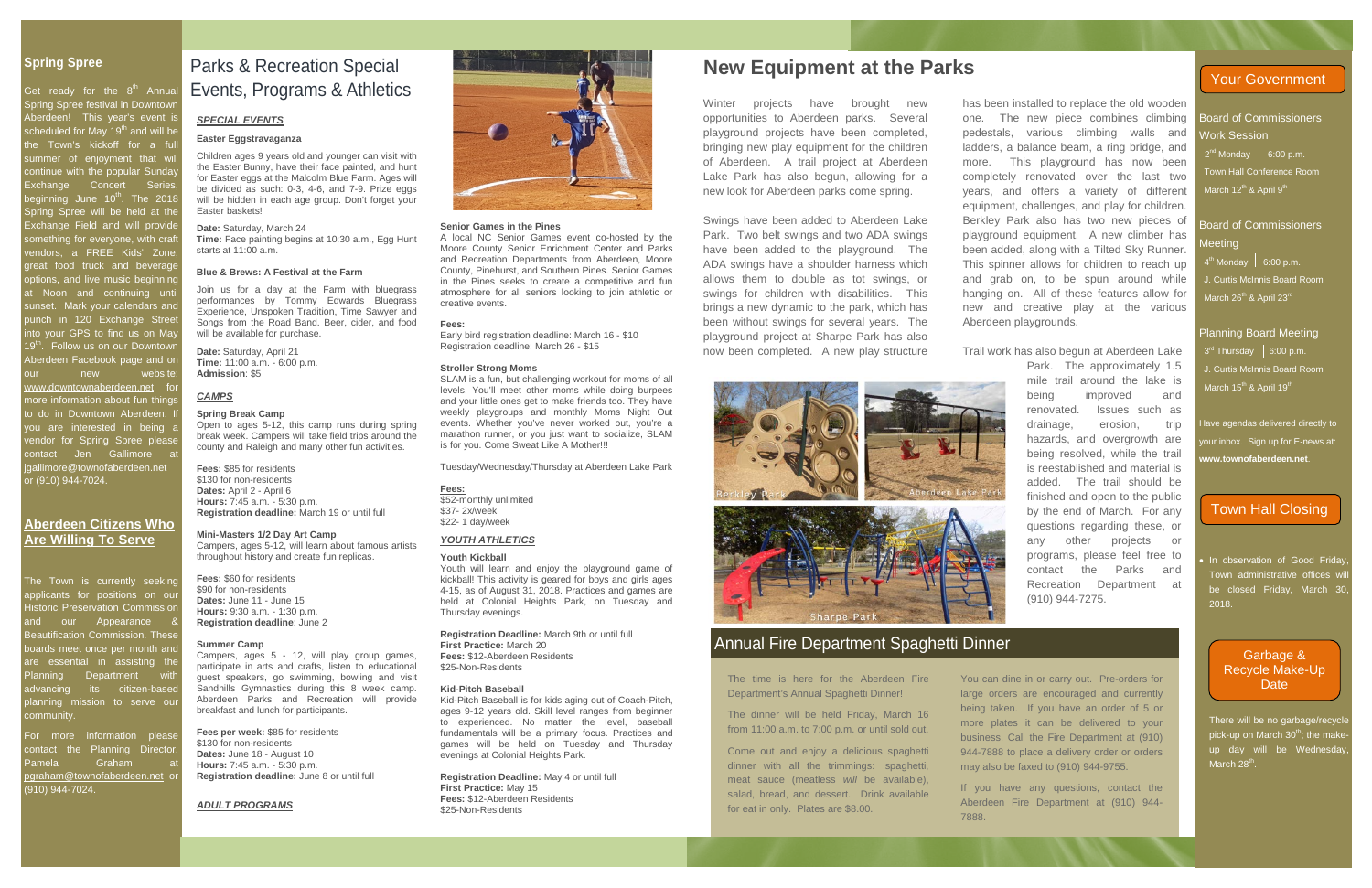## Spring Spree

Get ready for the 8th Annual Spring Spree festival in Downtown Aberdeen! This year's event is scheduled for May 19th and will be the Town's kickoff for a full summer of enjoyment that will continue with the popular Sunday Exchange Concert Series, beginning June 10th. The 2018 Spring Spree will be held at the Exchange Field and will provide something for everyone, with craft vendors, a FREE Kids' Zone, great food truck and beverage options, and live music beginning at Noon and continuing until sunset. Mark your calendars and punch in 120 Exchange Street into your GPS to find us on May 19th. Follow us on our Downtown Aberdeen Facebook page and on our new website: www.downtownaberdeen.net for more information about fun things to do in Downtown Aberdeen. If you are interested in being a vendor for Spring Spree please contact Jen Gallimore at jgallimore@townofaberdeen.net or (910) 944-7024.

## Aberdeen Citizens Who Are Willing To Serve

The Town is currently seeking applicants for positions on our Historic Preservation Commission and our Appearance & Beautification Commission. These boards meet once per month and are essential in assisting the Planning Department with advancing its citizen-based planning mission to serve our community.

For more information please contact the Planning Director, Pamela Graham at pgraham@townofaberdeen.net or (910) 944-7024.

# Parks & Recreation Special Events, Programs & Athletics

### *SPECIAL EVENTS*

**Easter Eggstravaganza**

Children ages 9 years old and younger can visit with the Easter Bunny, have their face painted, and hunt for Easter eggs at the Malcolm Blue Farm. Ages will be divided as such: 0-3, 4-6, and 7-9. Prize eggs will be hidden in each age group. Don't forget your Easter baskets!

**Date:** Saturday, March 24
**Time:** Face painting begins at 10:30 a.m., Egg Hunt starts at 11:00 a.m.

**Blue & Brews: A Festival at the Farm**

Join us for a day at the Farm with bluegrass performances by Tommy Edwards Bluegrass Experience, Unspoken Tradition, Time Sawyer and Songs from the Road Band. Beer, cider, and food will be available for purchase.

**Date:** Saturday, April 21
**Time:** 11:00 a.m. - 6:00 p.m.
**Admission**: $5

### *CAMPS*

**Spring Break Camp**

Open to ages 5-12, this camp runs during spring break week. Campers will take field trips around the county and Raleigh and many other fun activities.

**Fees:** $85 for residents
$130 for non-residents
**Dates:** April 2 - April 6
**Hours:** 7:45 a.m. - 5:30 p.m.
**Registration deadline:** March 19 or until full

**Mini-Masters 1/2 Day Art Camp**

Campers, ages 5-12, will learn about famous artists throughout history and create fun replicas.

**Fees:** $60 for residents
$90 for non-residents
**Dates:** June 11 - June 15
**Hours:** 9:30 a.m. - 1:30 p.m.
**Registration deadline**: June 2

**Summer Camp**

Campers, ages 5 - 12, will play group games, participate in arts and crafts, listen to educational guest speakers, go swimming, bowling and visit Sandhills Gymnastics during this 8 week camp. Aberdeen Parks and Recreation will provide breakfast and lunch for participants.

**Fees per week:** $85 for residents
$130 for non-residents
**Dates:** June 18 - August 10
**Hours:** 7:45 a.m. - 5:30 p.m.
**Registration deadline:** June 8 or until full

### *ADULT PROGRAMS*

**Senior Games in the Pines**

A local NC Senior Games event co-hosted by the Moore County Senior Enrichment Center and Parks and Recreation Departments from Aberdeen, Moore County, Pinehurst, and Southern Pines. Senior Games in the Pines seeks to create a competitive and fun atmosphere for all seniors looking to join athletic or creative events.

**Fees:**
Early bird registration deadline: March 16 - $10
Registration deadline: March 26 - $15

**Stroller Strong Moms**

SLAM is a fun, but challenging workout for moms of all levels. You'll meet other moms while doing burpees and your little ones get to make friends too. They have weekly playgroups and monthly Moms Night Out events. Whether you've never worked out, you're a marathon runner, or you just want to socialize, SLAM is for you. Come Sweat Like A Mother!!!

Tuesday/Wednesday/Thursday at Aberdeen Lake Park

**Fees:**
$52-monthly unlimited
$37- 2x/week
$22- 1 day/week

### *YOUTH ATHLETICS*

**Youth Kickball**

Youth will learn and enjoy the playground game of kickball! This activity is geared for boys and girls ages 4-15, as of August 31, 2018. Practices and games are held at Colonial Heights Park, on Tuesday and Thursday evenings.

**Registration Deadline:** March 9th or until full
**First Practice:** March 20
**Fees:** $12-Aberdeen Residents
$25-Non-Residents

**Kid-Pitch Baseball**

Kid-Pitch Baseball is for kids aging out of Coach-Pitch, ages 9-12 years old. Skill level ranges from beginner to experienced. No matter the level, baseball fundamentals will be a primary focus. Practices and games will be held on Tuesday and Thursday evenings at Colonial Heights Park.

**Registration Deadline:** May 4 or until full
**First Practice:** May 15
**Fees:** $12-Aberdeen Residents
$25-Non-Residents

# New Equipment at the Parks

Winter projects have brought new opportunities to Aberdeen parks. Several playground projects have been completed, bringing new play equipment for the children of Aberdeen. A trail project at Aberdeen Lake Park has also begun, allowing for a new look for Aberdeen parks come spring.

Swings have been added to Aberdeen Lake Park. Two belt swings and two ADA swings have been added to the playground. The ADA swings have a shoulder harness which allows them to double as tot swings, or swings for children with disabilities. This brings a new dynamic to the park, which has been without swings for several years. The playground project at Sharpe Park has also now been completed. A new play structure has been installed to replace the old wooden one. The new piece combines climbing pedestals, various climbing walls and ladders, a balance beam, a ring bridge, and more. This playground has now been completely renovated over the last two years, and offers a variety of different equipment, challenges, and play for children. Berkley Park also has two new pieces of playground equipment. A new climber has been added, along with a Tilted Sky Runner. This spinner allows for children to reach up and grab on, to be spun around while hanging on. All of these features allow for new and creative play at the various Aberdeen playgrounds.

Trail work has also begun at Aberdeen Lake Park. The approximately 1.5 mile trail around the lake is being improved and renovated. Issues such as drainage, erosion, trip hazards, and overgrowth are being resolved, while the trail is reestablished and material is added. The trail should be finished and open to the public by the end of March. For any questions regarding these, or any other projects or programs, please feel free to contact the Parks and Recreation Department at (910) 944-7275.

Berkley Park

Aberdeen Lake Park

Sharpe Park

## Annual Fire Department Spaghetti Dinner

The time is here for the Aberdeen Fire Department's Annual Spaghetti Dinner!

The dinner will be held Friday, March 16 from 11:00 a.m. to 7:00 p.m. or until sold out.

Come out and enjoy a delicious spaghetti dinner with all the trimmings: spaghetti, meat sauce (meatless *will* be available), salad, bread, and dessert. Drink available for eat in only. Plates are $8.00.

You can dine in or carry out. Pre-orders for large orders are encouraged and currently being taken. If you have an order of 5 or more plates it can be delivered to your business. Call the Fire Department at (910) 944-7888 to place a delivery order or orders may also be faxed to (910) 944-9755.

If you have any questions, contact the Aberdeen Fire Department at (910) 944-7888.

## Your Government

**Board of Commissioners Work Session**
2nd Monday | 6:00 p.m.
Town Hall Conference Room
March 12th & April 9th

**Board of Commissioners Meeting**
4th Monday | 6:00 p.m.
J. Curtis McInnis Board Room
March 26th & April 23rd

**Planning Board Meeting**
3rd Thursday | 6:00 p.m.
J. Curtis McInnis Board Room
March 15th & April 19th

Have agendas delivered directly to your inbox. Sign up for E-news at: **www.townofaberdeen.net**.

## Town Hall Closing

- In observation of Good Friday, Town administrative offices will be closed Friday, March 30, 2018.

## Garbage & Recycle Make-Up Date

There will be no garbage/recycle pick-up on March 30th; the make-up day will be Wednesday, March 28th.